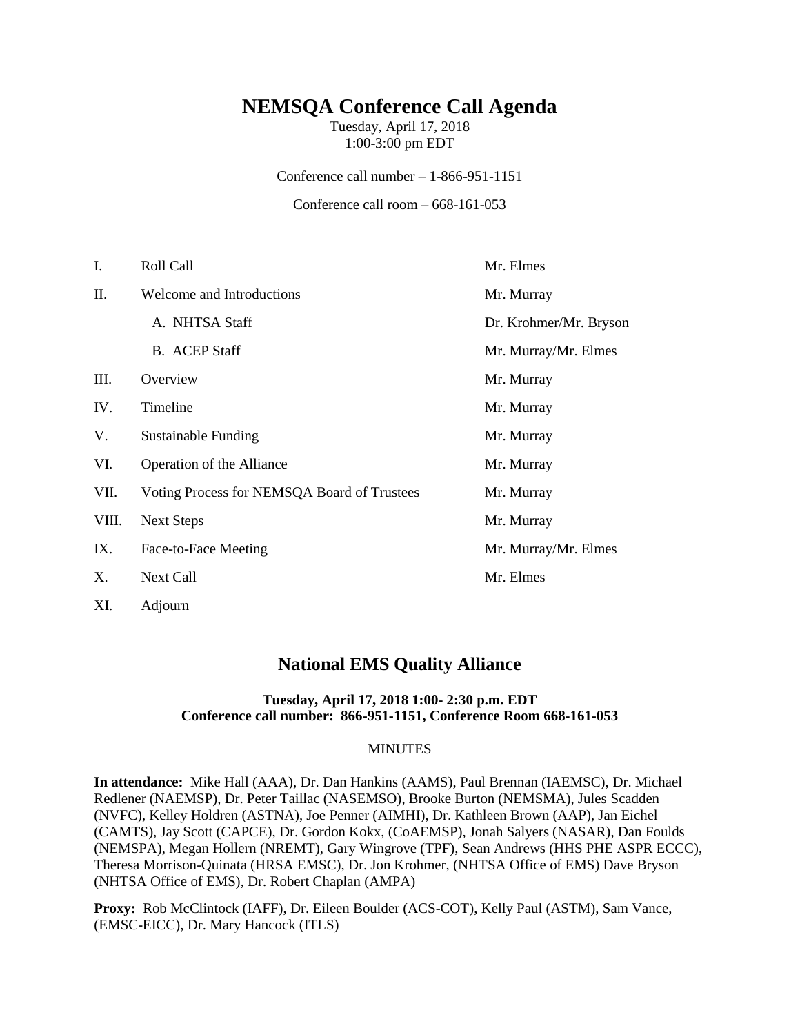# NEMSQA Conference Call Agenda

Tuesday, April 17, 2018
1:00-3:00 pm EDT

Conference call number – 1-866-951-1151

Conference call room – 668-161-053

| | | |
|---|---|---|
| I. | Roll Call | Mr. Elmes |
| II. | Welcome and Introductions | Mr. Murray |
| | A. NHTSA Staff | Dr. Krohmer/Mr. Bryson |
| | B. ACEP Staff | Mr. Murray/Mr. Elmes |
| III. | Overview | Mr. Murray |
| IV. | Timeline | Mr. Murray |
| V. | Sustainable Funding | Mr. Murray |
| VI. | Operation of the Alliance | Mr. Murray |
| VII. | Voting Process for NEMSQA Board of Trustees | Mr. Murray |
| VIII. | Next Steps | Mr. Murray |
| IX. | Face-to-Face Meeting | Mr. Murray/Mr. Elmes |
| X. | Next Call | Mr. Elmes |
| XI. | Adjourn | |

## National EMS Quality Alliance

**Tuesday, April 17, 2018 1:00- 2:30 p.m. EDT**
**Conference call number: 866-951-1151, Conference Room 668-161-053**

MINUTES

**In attendance:** Mike Hall (AAA), Dr. Dan Hankins (AAMS), Paul Brennan (IAEMSC), Dr. Michael Redlener (NAEMSP), Dr. Peter Taillac (NASEMSO), Brooke Burton (NEMSMA), Jules Scadden (NVFC), Kelley Holdren (ASTNA), Joe Penner (AIMHI), Dr. Kathleen Brown (AAP), Jan Eichel (CAMTS), Jay Scott (CAPCE), Dr. Gordon Kokx, (CoAEMSP), Jonah Salyers (NASAR), Dan Foulds (NEMSPA), Megan Hollern (NREMT), Gary Wingrove (TPF), Sean Andrews (HHS PHE ASPR ECCC), Theresa Morrison-Quinata (HRSA EMSC), Dr. Jon Krohmer, (NHTSA Office of EMS) Dave Bryson (NHTSA Office of EMS), Dr. Robert Chaplan (AMPA)

**Proxy:** Rob McClintock (IAFF), Dr. Eileen Boulder (ACS-COT), Kelly Paul (ASTM), Sam Vance, (EMSC-EICC), Dr. Mary Hancock (ITLS)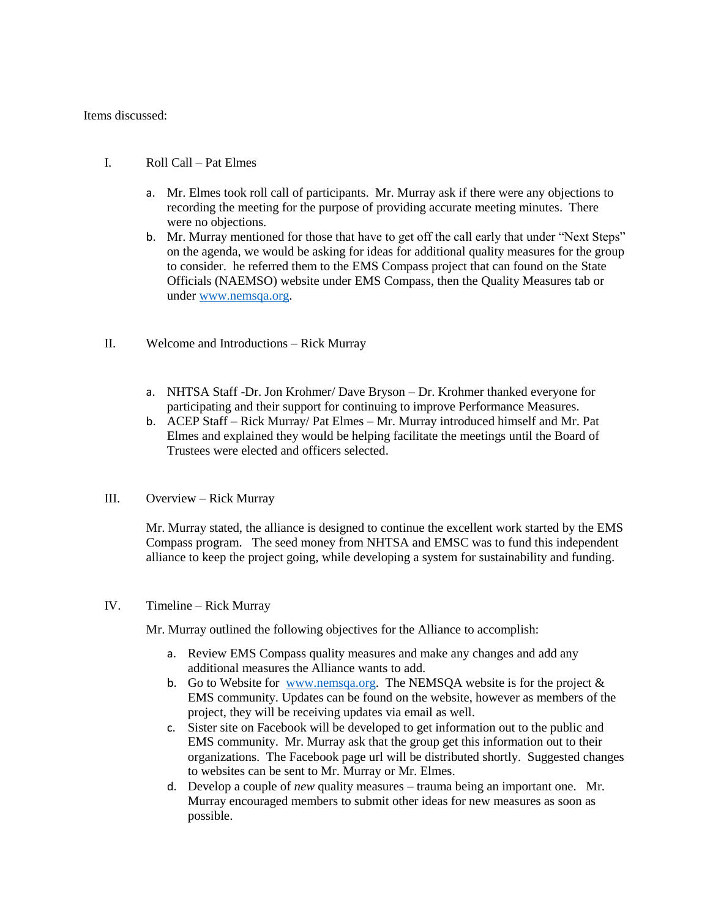Items discussed:

I. Roll Call – Pat Elmes

a. Mr. Elmes took roll call of participants. Mr. Murray ask if there were any objections to recording the meeting for the purpose of providing accurate meeting minutes. There were no objections.
b. Mr. Murray mentioned for those that have to get off the call early that under "Next Steps" on the agenda, we would be asking for ideas for additional quality measures for the group to consider. he referred them to the EMS Compass project that can found on the State Officials (NAEMSO) website under EMS Compass, then the Quality Measures tab or under [www.nemsqa.org](www.nemsqa.org).

II. Welcome and Introductions – Rick Murray

a. NHTSA Staff -Dr. Jon Krohmer/ Dave Bryson – Dr. Krohmer thanked everyone for participating and their support for continuing to improve Performance Measures.
b. ACEP Staff – Rick Murray/ Pat Elmes – Mr. Murray introduced himself and Mr. Pat Elmes and explained they would be helping facilitate the meetings until the Board of Trustees were elected and officers selected.

III. Overview – Rick Murray

Mr. Murray stated, the alliance is designed to continue the excellent work started by the EMS Compass program. The seed money from NHTSA and EMSC was to fund this independent alliance to keep the project going, while developing a system for sustainability and funding.

IV. Timeline – Rick Murray

Mr. Murray outlined the following objectives for the Alliance to accomplish:

a. Review EMS Compass quality measures and make any changes and add any additional measures the Alliance wants to add.
b. Go to Website for [www.nemsqa.org](www.nemsqa.org). The NEMSQA website is for the project & EMS community. Updates can be found on the website, however as members of the project, they will be receiving updates via email as well.
c. Sister site on Facebook will be developed to get information out to the public and EMS community. Mr. Murray ask that the group get this information out to their organizations. The Facebook page url will be distributed shortly. Suggested changes to websites can be sent to Mr. Murray or Mr. Elmes.
d. Develop a couple of *new* quality measures – trauma being an important one. Mr. Murray encouraged members to submit other ideas for new measures as soon as possible.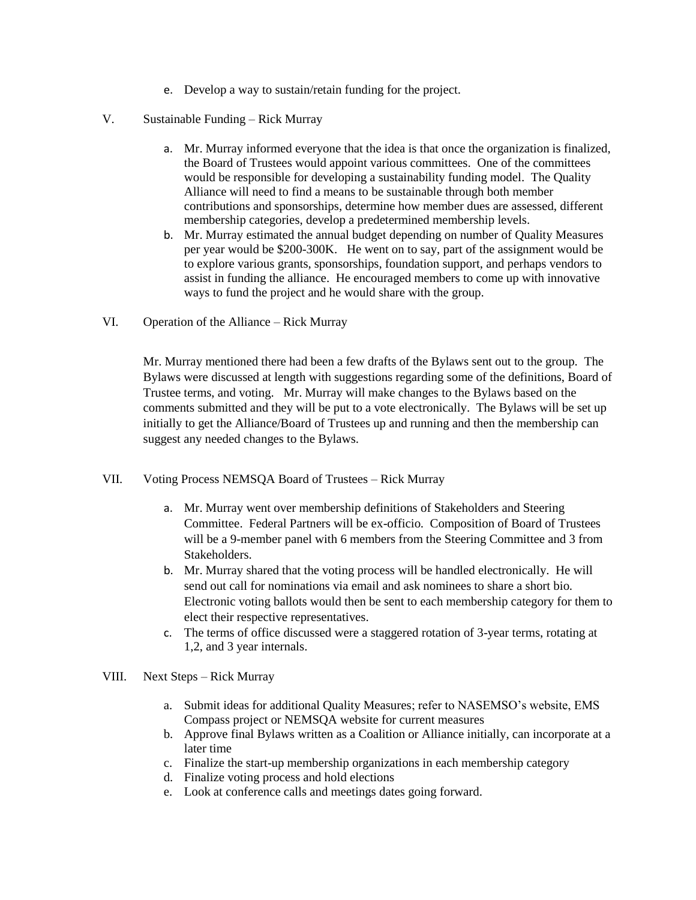e. Develop a way to sustain/retain funding for the project.

V. Sustainable Funding – Rick Murray

   a. Mr. Murray informed everyone that the idea is that once the organization is finalized, the Board of Trustees would appoint various committees. One of the committees would be responsible for developing a sustainability funding model. The Quality Alliance will need to find a means to be sustainable through both member contributions and sponsorships, determine how member dues are assessed, different membership categories, develop a predetermined membership levels.
   b. Mr. Murray estimated the annual budget depending on number of Quality Measures per year would be $200-300K. He went on to say, part of the assignment would be to explore various grants, sponsorships, foundation support, and perhaps vendors to assist in funding the alliance. He encouraged members to come up with innovative ways to fund the project and he would share with the group.

VI. Operation of the Alliance – Rick Murray

Mr. Murray mentioned there had been a few drafts of the Bylaws sent out to the group. The Bylaws were discussed at length with suggestions regarding some of the definitions, Board of Trustee terms, and voting. Mr. Murray will make changes to the Bylaws based on the comments submitted and they will be put to a vote electronically. The Bylaws will be set up initially to get the Alliance/Board of Trustees up and running and then the membership can suggest any needed changes to the Bylaws.

VII. Voting Process NEMSQA Board of Trustees – Rick Murray

   a. Mr. Murray went over membership definitions of Stakeholders and Steering Committee. Federal Partners will be ex-officio. Composition of Board of Trustees will be a 9-member panel with 6 members from the Steering Committee and 3 from Stakeholders.
   b. Mr. Murray shared that the voting process will be handled electronically. He will send out call for nominations via email and ask nominees to share a short bio. Electronic voting ballots would then be sent to each membership category for them to elect their respective representatives.
   c. The terms of office discussed were a staggered rotation of 3-year terms, rotating at 1,2, and 3 year internals.

VIII. Next Steps – Rick Murray

   a. Submit ideas for additional Quality Measures; refer to NASEMSO's website, EMS Compass project or NEMSQA website for current measures
   b. Approve final Bylaws written as a Coalition or Alliance initially, can incorporate at a later time
   c. Finalize the start-up membership organizations in each membership category
   d. Finalize voting process and hold elections
   e. Look at conference calls and meetings dates going forward.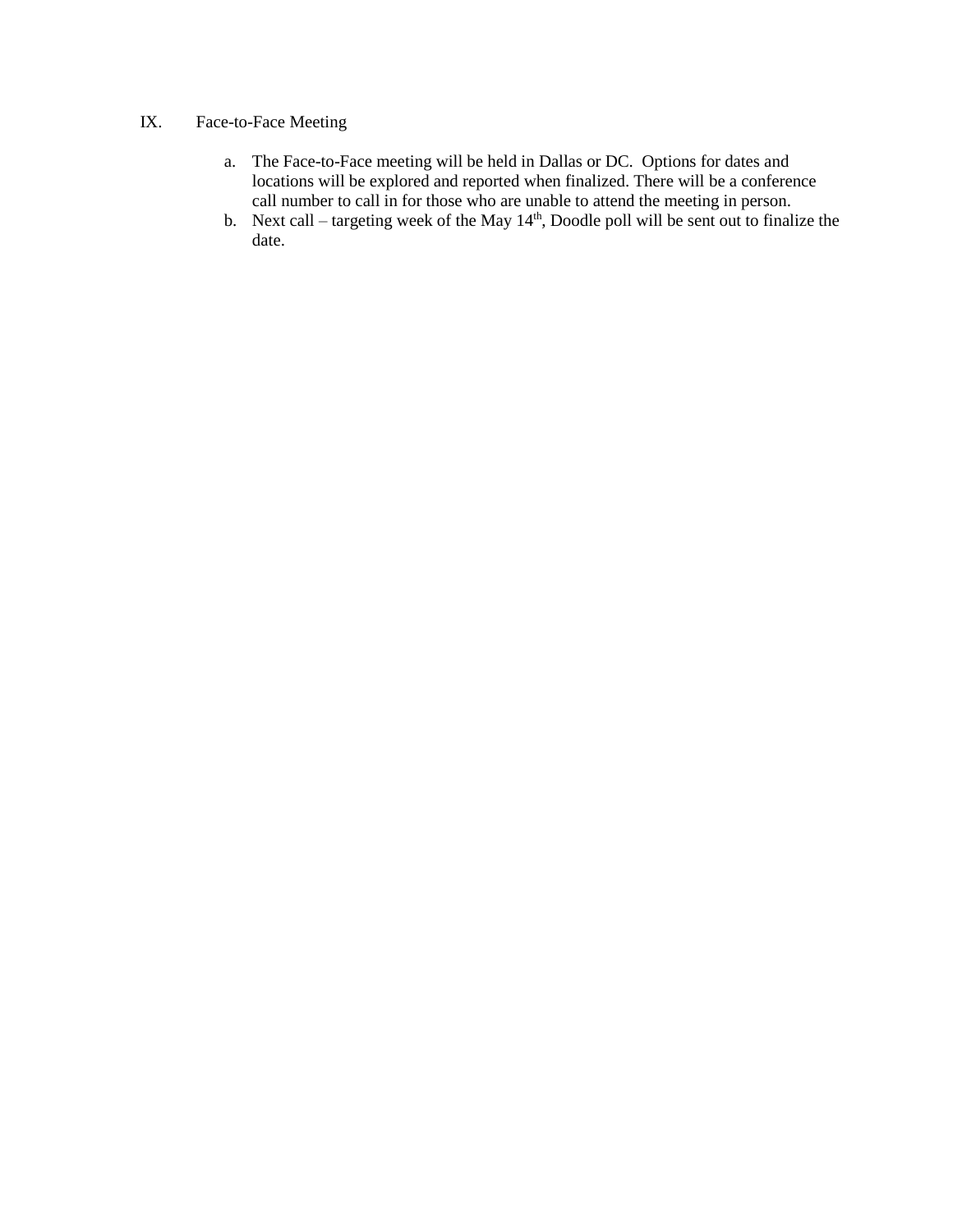IX. Face-to-Face Meeting

a. The Face-to-Face meeting will be held in Dallas or DC.  Options for dates and locations will be explored and reported when finalized. There will be a conference call number to call in for those who are unable to attend the meeting in person.
b. Next call – targeting week of the May 14th, Doodle poll will be sent out to finalize the date.